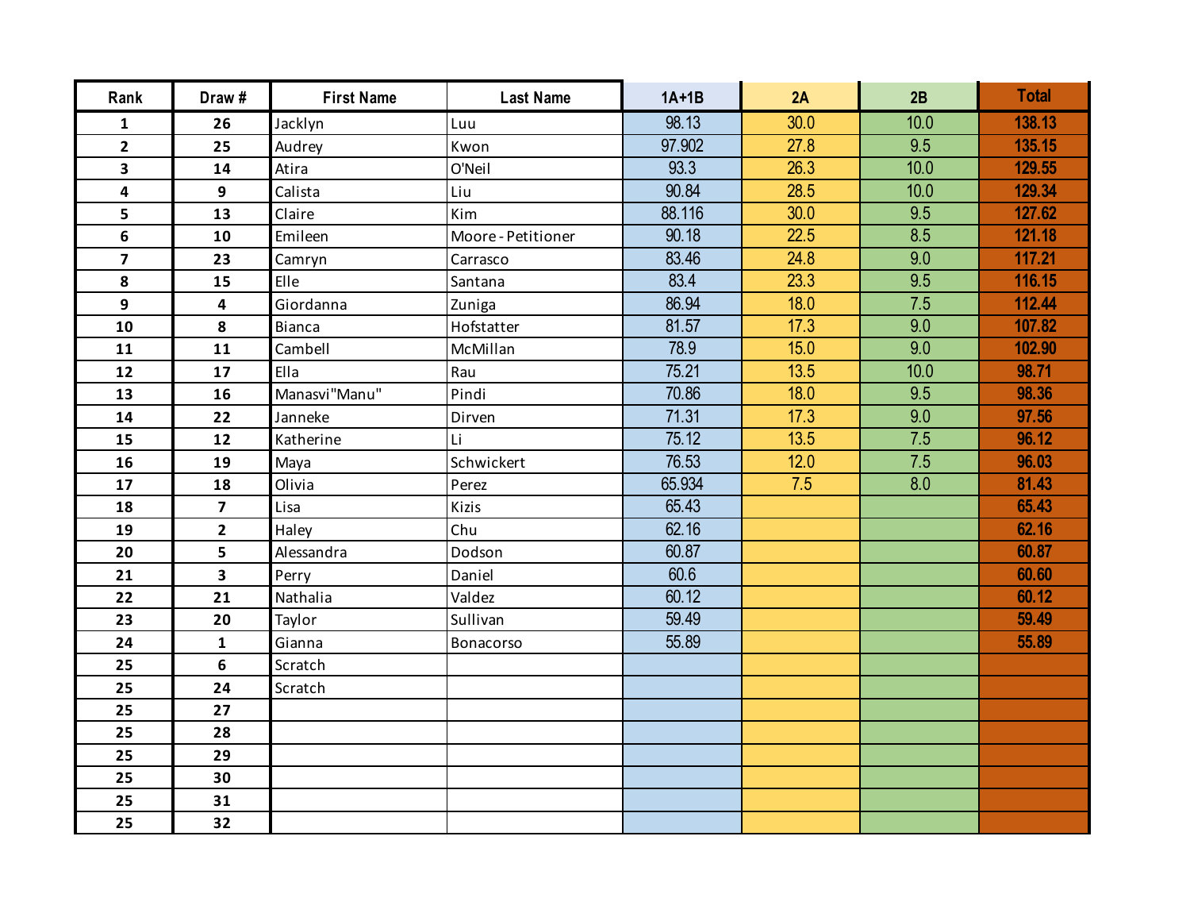| Rank | Draw # | First Name | Last Name | 1A+1B | 2A | 2B | Total |
|---|---|---|---|---|---|---|---|
| 1 | 26 | Jacklyn | Luu | 98.13 | 30.0 | 10.0 | 138.13 |
| 2 | 25 | Audrey | Kwon | 97.902 | 27.8 | 9.5 | 135.15 |
| 3 | 14 | Atira | O'Neil | 93.3 | 26.3 | 10.0 | 129.55 |
| 4 | 9 | Calista | Liu | 90.84 | 28.5 | 10.0 | 129.34 |
| 5 | 13 | Claire | Kim | 88.116 | 30.0 | 9.5 | 127.62 |
| 6 | 10 | Emileen | Moore - Petitioner | 90.18 | 22.5 | 8.5 | 121.18 |
| 7 | 23 | Camryn | Carrasco | 83.46 | 24.8 | 9.0 | 117.21 |
| 8 | 15 | Elle | Santana | 83.4 | 23.3 | 9.5 | 116.15 |
| 9 | 4 | Giordanna | Zuniga | 86.94 | 18.0 | 7.5 | 112.44 |
| 10 | 8 | Bianca | Hofstatter | 81.57 | 17.3 | 9.0 | 107.82 |
| 11 | 11 | Cambell | McMillan | 78.9 | 15.0 | 9.0 | 102.90 |
| 12 | 17 | Ella | Rau | 75.21 | 13.5 | 10.0 | 98.71 |
| 13 | 16 | Manasvi"Manu" | Pindi | 70.86 | 18.0 | 9.5 | 98.36 |
| 14 | 22 | Janneke | Dirven | 71.31 | 17.3 | 9.0 | 97.56 |
| 15 | 12 | Katherine | Li | 75.12 | 13.5 | 7.5 | 96.12 |
| 16 | 19 | Maya | Schwickert | 76.53 | 12.0 | 7.5 | 96.03 |
| 17 | 18 | Olivia | Perez | 65.934 | 7.5 | 8.0 | 81.43 |
| 18 | 7 | Lisa | Kizis | 65.43 | | | 65.43 |
| 19 | 2 | Haley | Chu | 62.16 | | | 62.16 |
| 20 | 5 | Alessandra | Dodson | 60.87 | | | 60.87 |
| 21 | 3 | Perry | Daniel | 60.6 | | | 60.60 |
| 22 | 21 | Nathalia | Valdez | 60.12 | | | 60.12 |
| 23 | 20 | Taylor | Sullivan | 59.49 | | | 59.49 |
| 24 | 1 | Gianna | Bonacorso | 55.89 | | | 55.89 |
| 25 | 6 | Scratch | | | | | |
| 25 | 24 | Scratch | | | | | |
| 25 | 27 | | | | | | |
| 25 | 28 | | | | | | |
| 25 | 29 | | | | | | |
| 25 | 30 | | | | | | |
| 25 | 31 | | | | | | |
| 25 | 32 | | | | | | |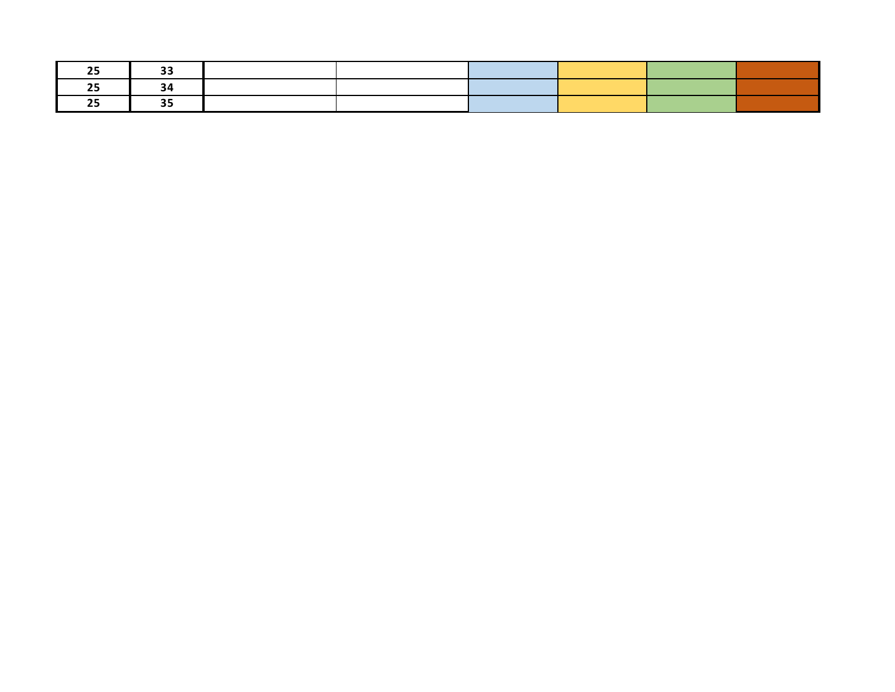| | | | | | | | |
|---|---|---|---|---|---|---|---|
| **25** | **33** | | | | | | |
| **25** | **34** | | | | | | |
| **25** | **35** | | | | | | |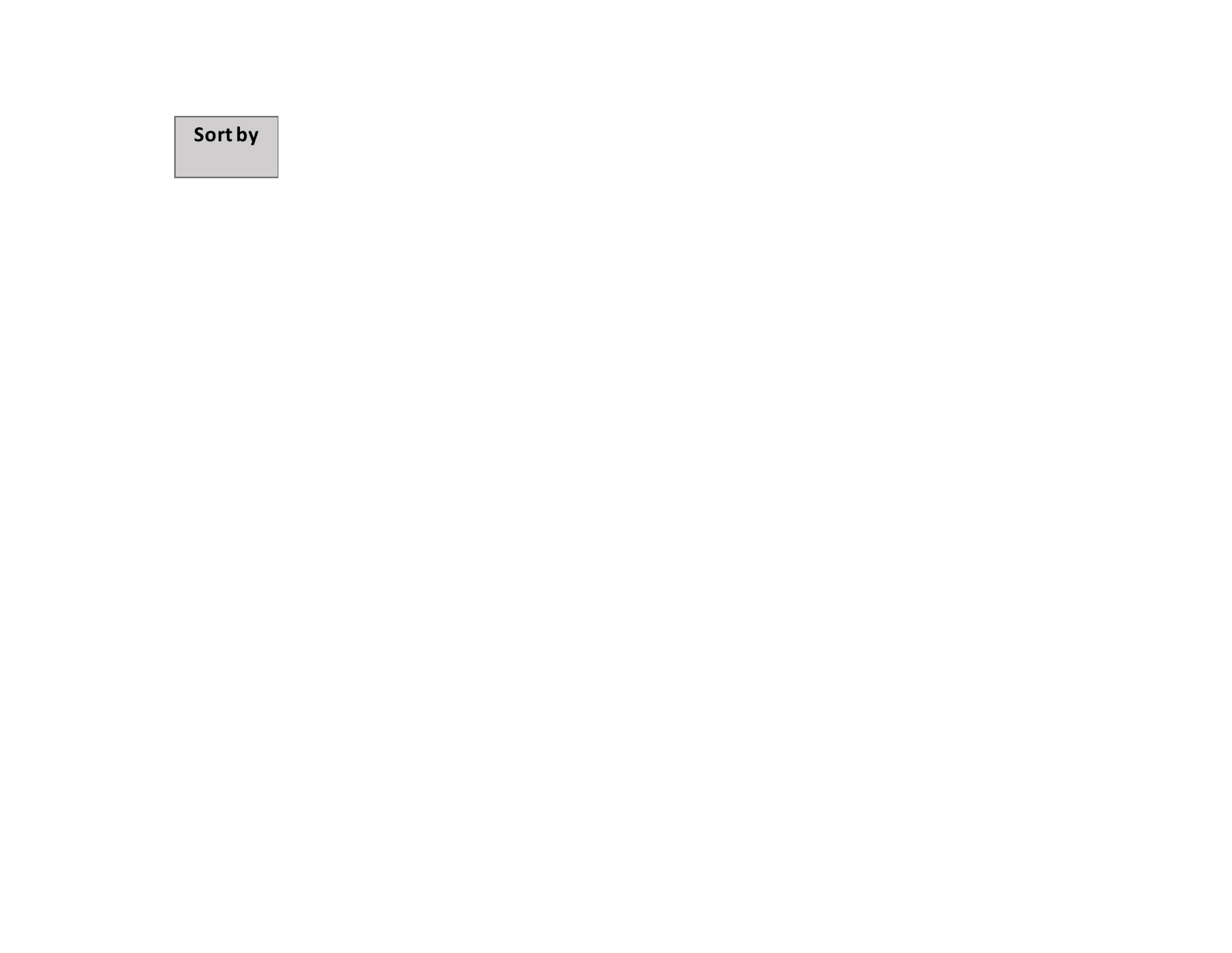**Sort by**